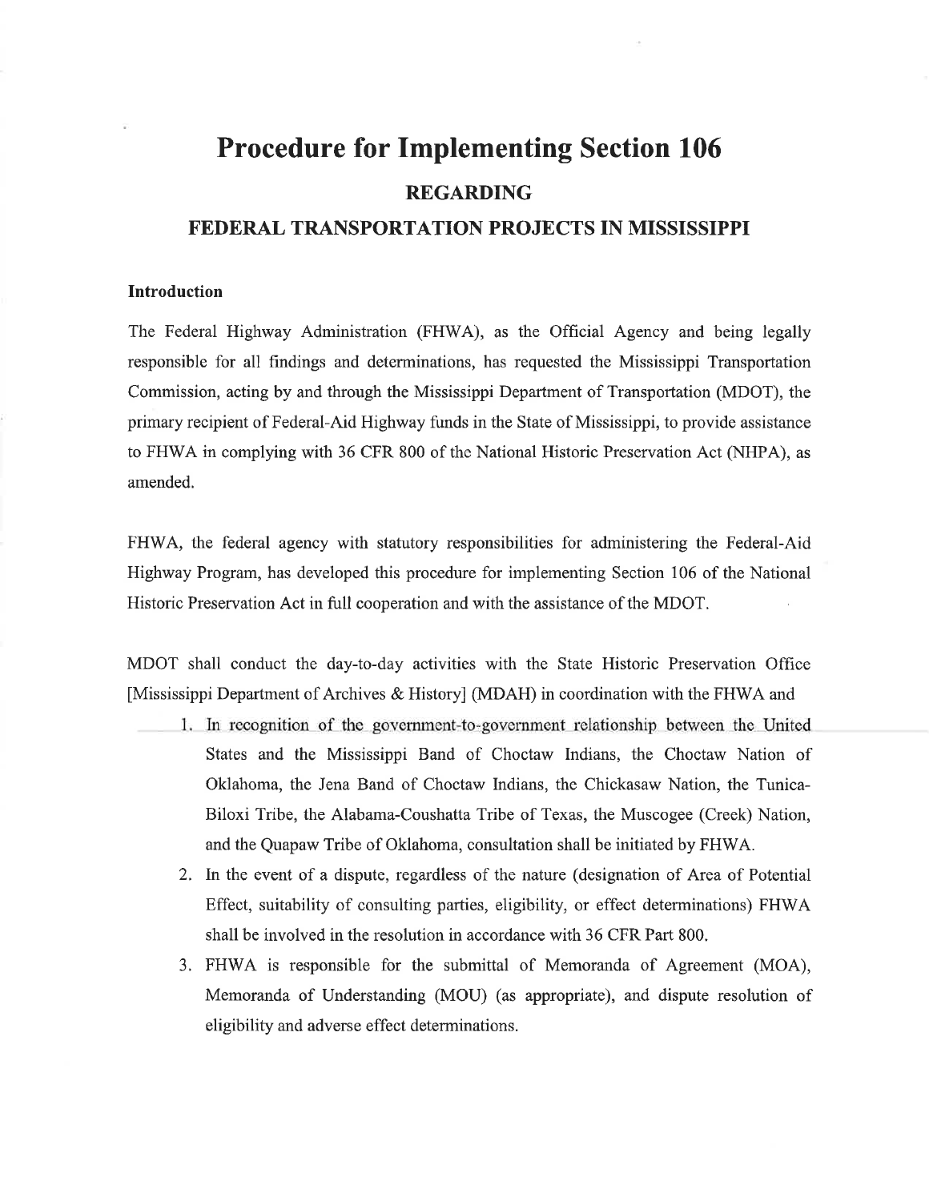# Procedure for Implementing Section 106

## REGARDING

## FEDERAL TRANSPORTATION PROJECTS IN MISSISSIPPI

### Introduction

The Federal Highway Administration (FHWA), as the Official Agency and being legally responsible for all findings and determinations, has requested the Mississippi Transportation Commission, acting by and through the Mississippi Department of Transportation (MDOT), the primary recipient of Federal-Aid Highway funds in the State of Mississippi, to provide assistance to FHWA in complying with 36 CFR 800 of the National Historic Preservation Act (NHPA), as amended.

FHWA, the federal agency with statutory responsibilities for administering the Federal-Aid Highway Program, has developed this procedure for implementing Section 106 of the National Historic Preservation Act in full cooperation and with the assistance of the MDOT.

MDOT shall conduct the day-to-day activities with the State Historic Preservation Office [Mississippi Department of Archives & History] (MDAH) in coordination with the FHWA and

1. In recognition of the government-to-government relationship between the United States and the Mississippi Band of Choctaw Indians, the Choctaw Nation of Oklahoma, the Jena Band of Choctaw Indians, the Chickasaw Nation, the Tunica-Biloxi Tribe, the Alabama-Coushatta Tribe of Texas, the Muscogee (Creek) Nation, and the Quapaw Tribe of Oklahoma, consultation shall be initiated by FHWA.
2. In the event of a dispute, regardless of the nature (designation of Area of Potential Effect, suitability of consulting parties, eligibility, or effect determinations) FHWA shall be involved in the resolution in accordance with 36 CFR Part 800.
3. FHWA is responsible for the submittal of Memoranda of Agreement (MOA), Memoranda of Understanding (MOU) (as appropriate), and dispute resolution of eligibility and adverse effect determinations.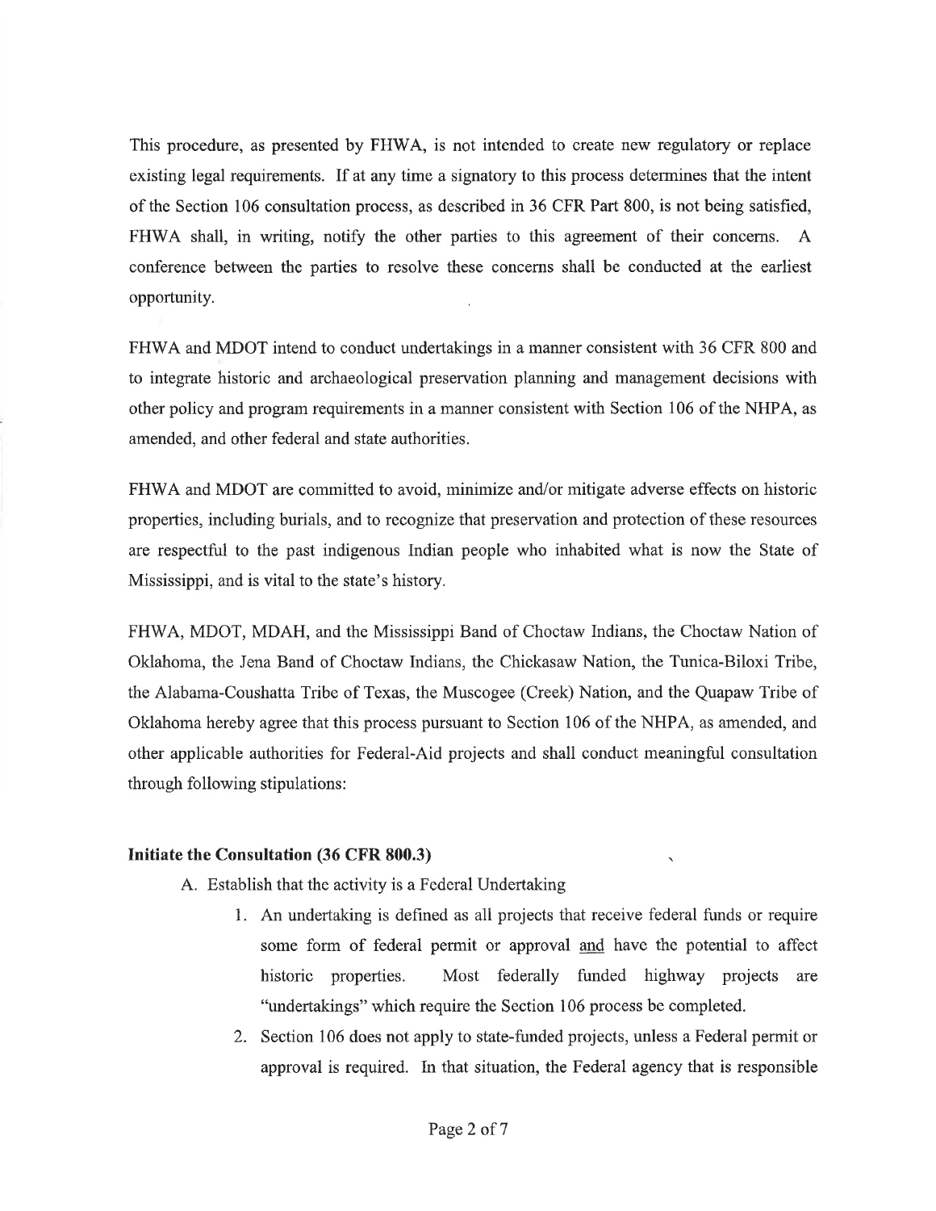This procedure, as presented by FHWA, is not intended to create new regulatory or replace existing legal requirements. If at any time a signatory to this process determines that the intent of the Section 106 consultation process, as described in 36 CFR Part 800, is not being satisfied, FHWA shall, in writing, notify the other parties to this agreement of their concerns. A conference between the parties to resolve these concerns shall be conducted at the earliest opportunity.

FHWA and MDOT intend to conduct undertakings in a manner consistent with 36 CFR 800 and to integrate historic and archaeological preservation planning and management decisions with other policy and program requirements in a manner consistent with Section 106 of the NHPA, as amended, and other federal and state authorities.

FHWA and MDOT are committed to avoid, minimize and/or mitigate adverse effects on historic properties, including burials, and to recognize that preservation and protection of these resources are respectful to the past indigenous Indian people who inhabited what is now the State of Mississippi, and is vital to the state's history.

FHWA, MDOT, MDAH, and the Mississippi Band of Choctaw Indians, the Choctaw Nation of Oklahoma, the Jena Band of Choctaw Indians, the Chickasaw Nation, the Tunica-Biloxi Tribe, the Alabama-Coushatta Tribe of Texas, the Muscogee (Creek) Nation, and the Quapaw Tribe of Oklahoma hereby agree that this process pursuant to Section 106 of the NHPA, as amended, and other applicable authorities for Federal-Aid projects and shall conduct meaningful consultation through following stipulations:

**Initiate the Consultation (36 CFR 800.3)**

A. Establish that the activity is a Federal Undertaking

1. An undertaking is defined as all projects that receive federal funds or require some form of federal permit or approval <u>and</u> have the potential to affect historic properties. Most federally funded highway projects are "undertakings" which require the Section 106 process be completed.
2. Section 106 does not apply to state-funded projects, unless a Federal permit or approval is required. In that situation, the Federal agency that is responsible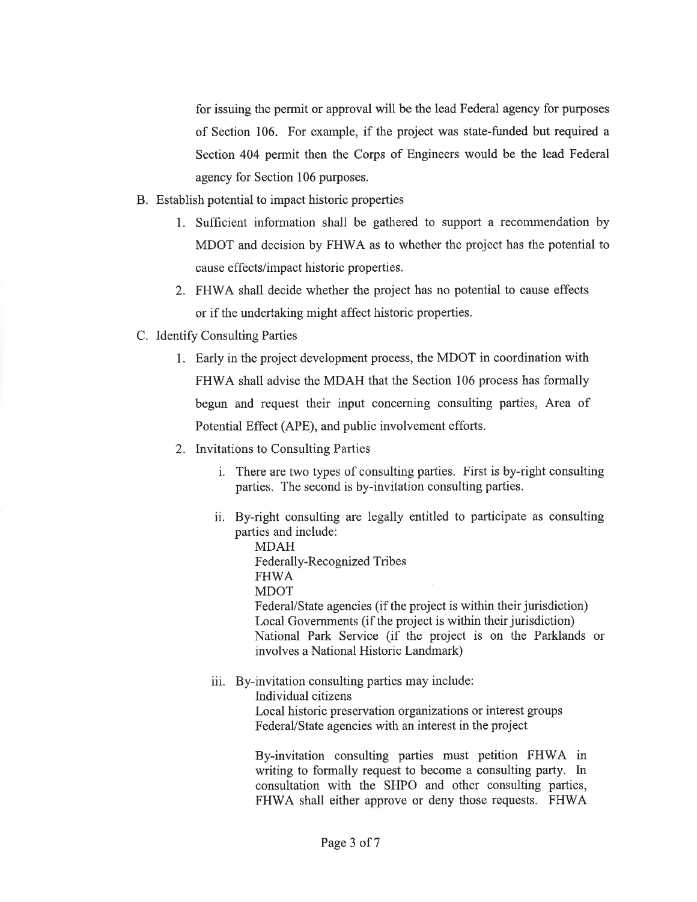for issuing the permit or approval will be the lead Federal agency for purposes of Section 106. For example, if the project was state-funded but required a Section 404 permit then the Corps of Engineers would be the lead Federal agency for Section 106 purposes.

B. Establish potential to impact historic properties

   1. Sufficient information shall be gathered to support a recommendation by MDOT and decision by FHWA as to whether the project has the potential to cause effects/impact historic properties.

   2. FHWA shall decide whether the project has no potential to cause effects or if the undertaking might affect historic properties.

C. Identify Consulting Parties

   1. Early in the project development process, the MDOT in coordination with FHWA shall advise the MDAH that the Section 106 process has formally begun and request their input concerning consulting parties, Area of Potential Effect (APE), and public involvement efforts.

   2. Invitations to Consulting Parties

      i. There are two types of consulting parties. First is by-right consulting parties. The second is by-invitation consulting parties.

      ii. By-right consulting are legally entitled to participate as consulting parties and include:
         MDAH
         Federally-Recognized Tribes
         FHWA
         MDOT
         Federal/State agencies (if the project is within their jurisdiction)
         Local Governments (if the project is within their jurisdiction)
         National Park Service (if the project is on the Parklands or involves a National Historic Landmark)

      iii. By-invitation consulting parties may include:
         Individual citizens
         Local historic preservation organizations or interest groups
         Federal/State agencies with an interest in the project

         By-invitation consulting parties must petition FHWA in writing to formally request to become a consulting party. In consultation with the SHPO and other consulting parties, FHWA shall either approve or deny those requests. FHWA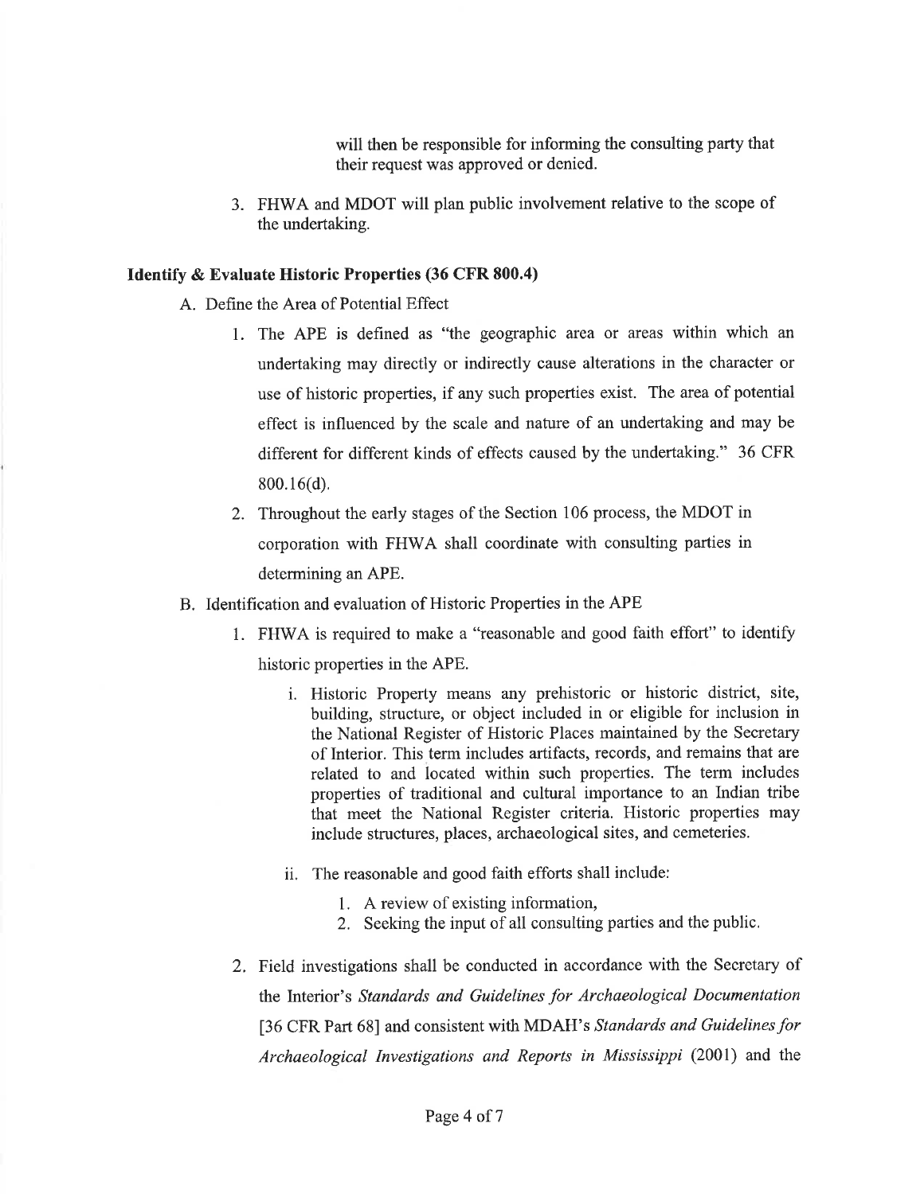will then be responsible for informing the consulting party that their request was approved or denied.

3. FHWA and MDOT will plan public involvement relative to the scope of the undertaking.

**Identify & Evaluate Historic Properties (36 CFR 800.4)**

A. Define the Area of Potential Effect

   1. The APE is defined as "the geographic area or areas within which an undertaking may directly or indirectly cause alterations in the character or use of historic properties, if any such properties exist. The area of potential effect is influenced by the scale and nature of an undertaking and may be different for different kinds of effects caused by the undertaking." 36 CFR 800.16(d).

   2. Throughout the early stages of the Section 106 process, the MDOT in corporation with FHWA shall coordinate with consulting parties in determining an APE.

B. Identification and evaluation of Historic Properties in the APE

   1. FHWA is required to make a "reasonable and good faith effort" to identify historic properties in the APE.

      i. Historic Property means any prehistoric or historic district, site, building, structure, or object included in or eligible for inclusion in the National Register of Historic Places maintained by the Secretary of Interior. This term includes artifacts, records, and remains that are related to and located within such properties. The term includes properties of traditional and cultural importance to an Indian tribe that meet the National Register criteria. Historic properties may include structures, places, archaeological sites, and cemeteries.

      ii. The reasonable and good faith efforts shall include:

         1. A review of existing information,
         2. Seeking the input of all consulting parties and the public.

   2. Field investigations shall be conducted in accordance with the Secretary of the Interior's *Standards and Guidelines for Archaeological Documentation* [36 CFR Part 68] and consistent with MDAH's *Standards and Guidelines for Archaeological Investigations and Reports in Mississippi* (2001) and the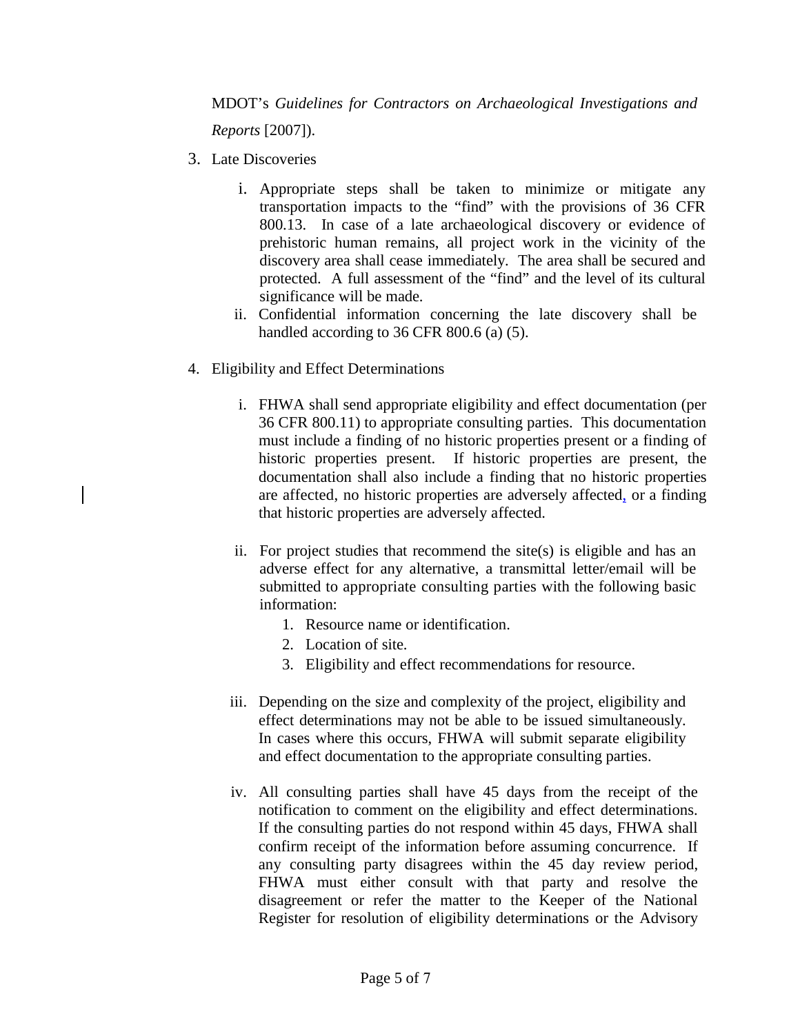MDOT's *Guidelines for Contractors on Archaeological Investigations and Reports* [2007]).

3. Late Discoveries

   i. Appropriate steps shall be taken to minimize or mitigate any transportation impacts to the "find" with the provisions of 36 CFR 800.13. In case of a late archaeological discovery or evidence of prehistoric human remains, all project work in the vicinity of the discovery area shall cease immediately. The area shall be secured and protected. A full assessment of the "find" and the level of its cultural significance will be made.

   ii. Confidential information concerning the late discovery shall be handled according to 36 CFR 800.6 (a) (5).

4. Eligibility and Effect Determinations

   i. FHWA shall send appropriate eligibility and effect documentation (per 36 CFR 800.11) to appropriate consulting parties. This documentation must include a finding of no historic properties present or a finding of historic properties present. If historic properties are present, the documentation shall also include a finding that no historic properties are affected, no historic properties are adversely affected, or a finding that historic properties are adversely affected.

   ii. For project studies that recommend the site(s) is eligible and has an adverse effect for any alternative, a transmittal letter/email will be submitted to appropriate consulting parties with the following basic information:

      1. Resource name or identification.
      2. Location of site.
      3. Eligibility and effect recommendations for resource.

   iii. Depending on the size and complexity of the project, eligibility and effect determinations may not be able to be issued simultaneously. In cases where this occurs, FHWA will submit separate eligibility and effect documentation to the appropriate consulting parties.

   iv. All consulting parties shall have 45 days from the receipt of the notification to comment on the eligibility and effect determinations. If the consulting parties do not respond within 45 days, FHWA shall confirm receipt of the information before assuming concurrence. If any consulting party disagrees within the 45 day review period, FHWA must either consult with that party and resolve the disagreement or refer the matter to the Keeper of the National Register for resolution of eligibility determinations or the Advisory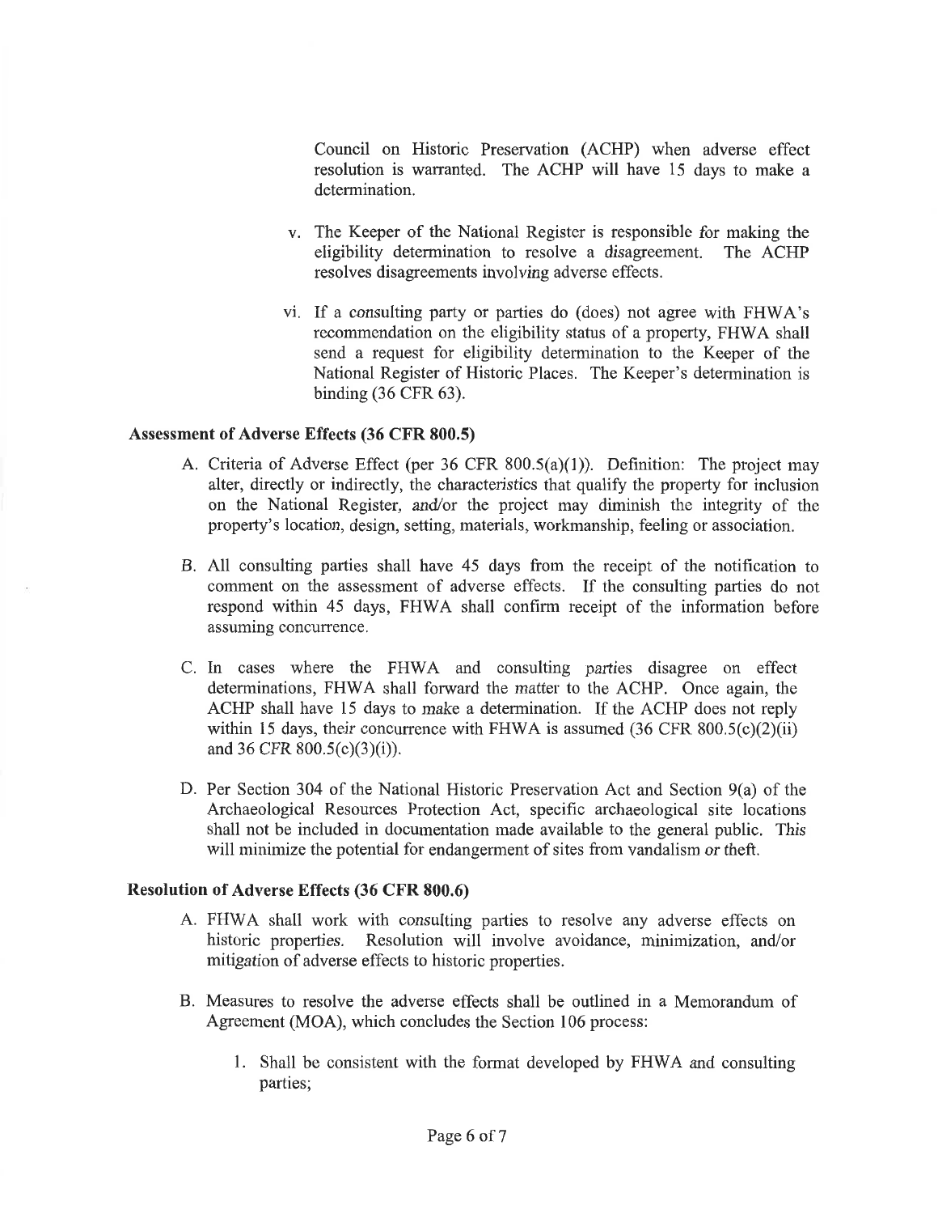Council on Historic Preservation (ACHP) when adverse effect resolution is warranted. The ACHP will have 15 days to make a determination.

v. The Keeper of the National Register is responsible for making the eligibility determination to resolve a disagreement. The ACHP resolves disagreements involving adverse effects.

vi. If a consulting party or parties do (does) not agree with FHWA's recommendation on the eligibility status of a property, FHWA shall send a request for eligibility determination to the Keeper of the National Register of Historic Places. The Keeper's determination is binding (36 CFR 63).

**Assessment of Adverse Effects (36 CFR 800.5)**

A. Criteria of Adverse Effect (per 36 CFR 800.5(a)(1)). Definition: The project may alter, directly or indirectly, the characteristics that qualify the property for inclusion on the National Register, and/or the project may diminish the integrity of the property's location, design, setting, materials, workmanship, feeling or association.

B. All consulting parties shall have 45 days from the receipt of the notification to comment on the assessment of adverse effects. If the consulting parties do not respond within 45 days, FHWA shall confirm receipt of the information before assuming concurrence.

C. In cases where the FHWA and consulting parties disagree on effect determinations, FHWA shall forward the matter to the ACHP. Once again, the ACHP shall have 15 days to make a determination. If the ACHP does not reply within 15 days, their concurrence with FHWA is assumed (36 CFR 800.5(c)(2)(ii) and 36 CFR 800.5(c)(3)(i)).

D. Per Section 304 of the National Historic Preservation Act and Section 9(a) of the Archaeological Resources Protection Act, specific archaeological site locations shall not be included in documentation made available to the general public. This will minimize the potential for endangerment of sites from vandalism or theft.

**Resolution of Adverse Effects (36 CFR 800.6)**

A. FHWA shall work with consulting parties to resolve any adverse effects on historic properties. Resolution will involve avoidance, minimization, and/or mitigation of adverse effects to historic properties.

B. Measures to resolve the adverse effects shall be outlined in a Memorandum of Agreement (MOA), which concludes the Section 106 process:

1. Shall be consistent with the format developed by FHWA and consulting parties;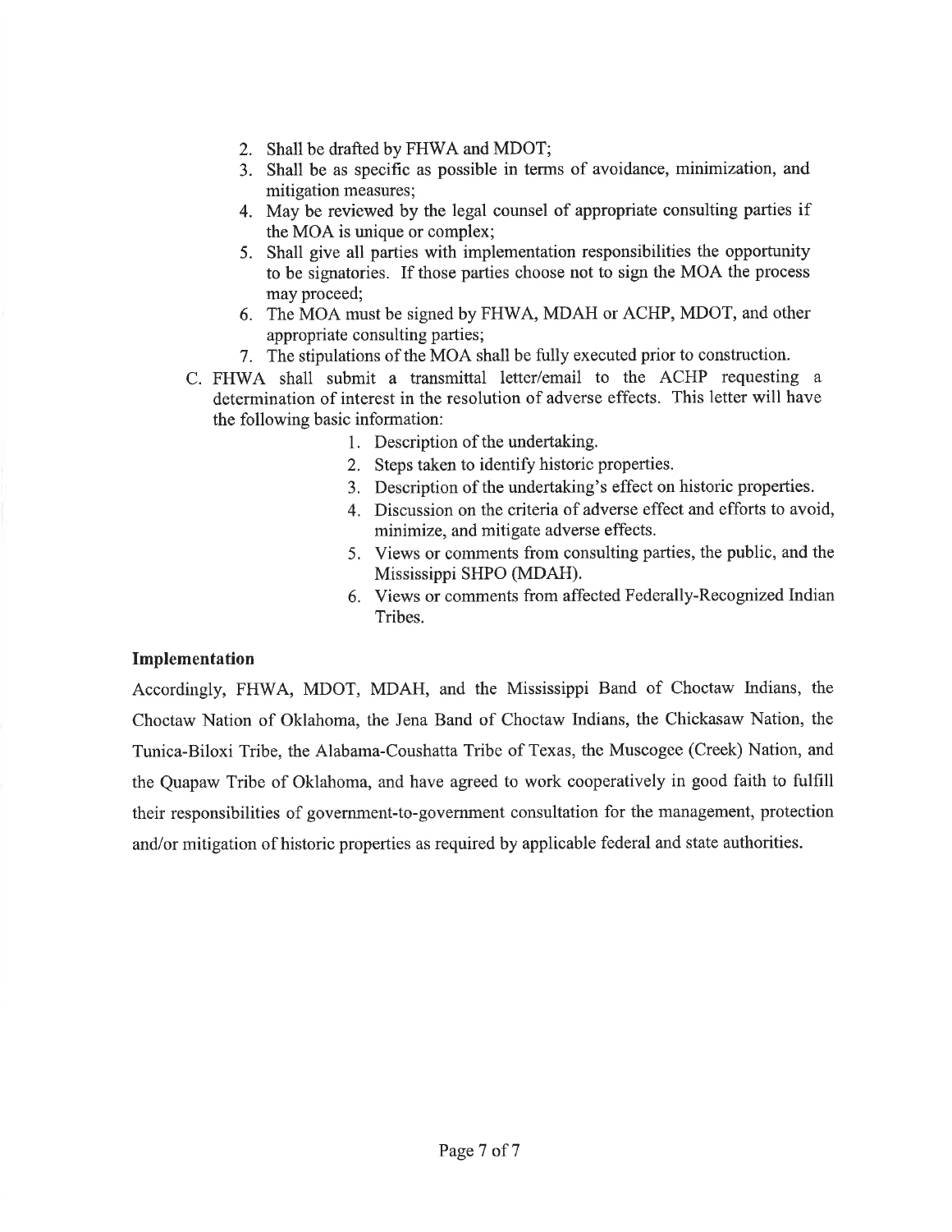2. Shall be drafted by FHWA and MDOT;
3. Shall be as specific as possible in terms of avoidance, minimization, and mitigation measures;
4. May be reviewed by the legal counsel of appropriate consulting parties if the MOA is unique or complex;
5. Shall give all parties with implementation responsibilities the opportunity to be signatories. If those parties choose not to sign the MOA the process may proceed;
6. The MOA must be signed by FHWA, MDAH or ACHP, MDOT, and other appropriate consulting parties;
7. The stipulations of the MOA shall be fully executed prior to construction.

C. FHWA shall submit a transmittal letter/email to the ACHP requesting a determination of interest in the resolution of adverse effects. This letter will have the following basic information:
    1. Description of the undertaking.
    2. Steps taken to identify historic properties.
    3. Description of the undertaking's effect on historic properties.
    4. Discussion on the criteria of adverse effect and efforts to avoid, minimize, and mitigate adverse effects.
    5. Views or comments from consulting parties, the public, and the Mississippi SHPO (MDAH).
    6. Views or comments from affected Federally-Recognized Indian Tribes.

**Implementation**

Accordingly, FHWA, MDOT, MDAH, and the Mississippi Band of Choctaw Indians, the Choctaw Nation of Oklahoma, the Jena Band of Choctaw Indians, the Chickasaw Nation, the Tunica-Biloxi Tribe, the Alabama-Coushatta Tribe of Texas, the Muscogee (Creek) Nation, and the Quapaw Tribe of Oklahoma, and have agreed to work cooperatively in good faith to fulfill their responsibilities of government-to-government consultation for the management, protection and/or mitigation of historic properties as required by applicable federal and state authorities.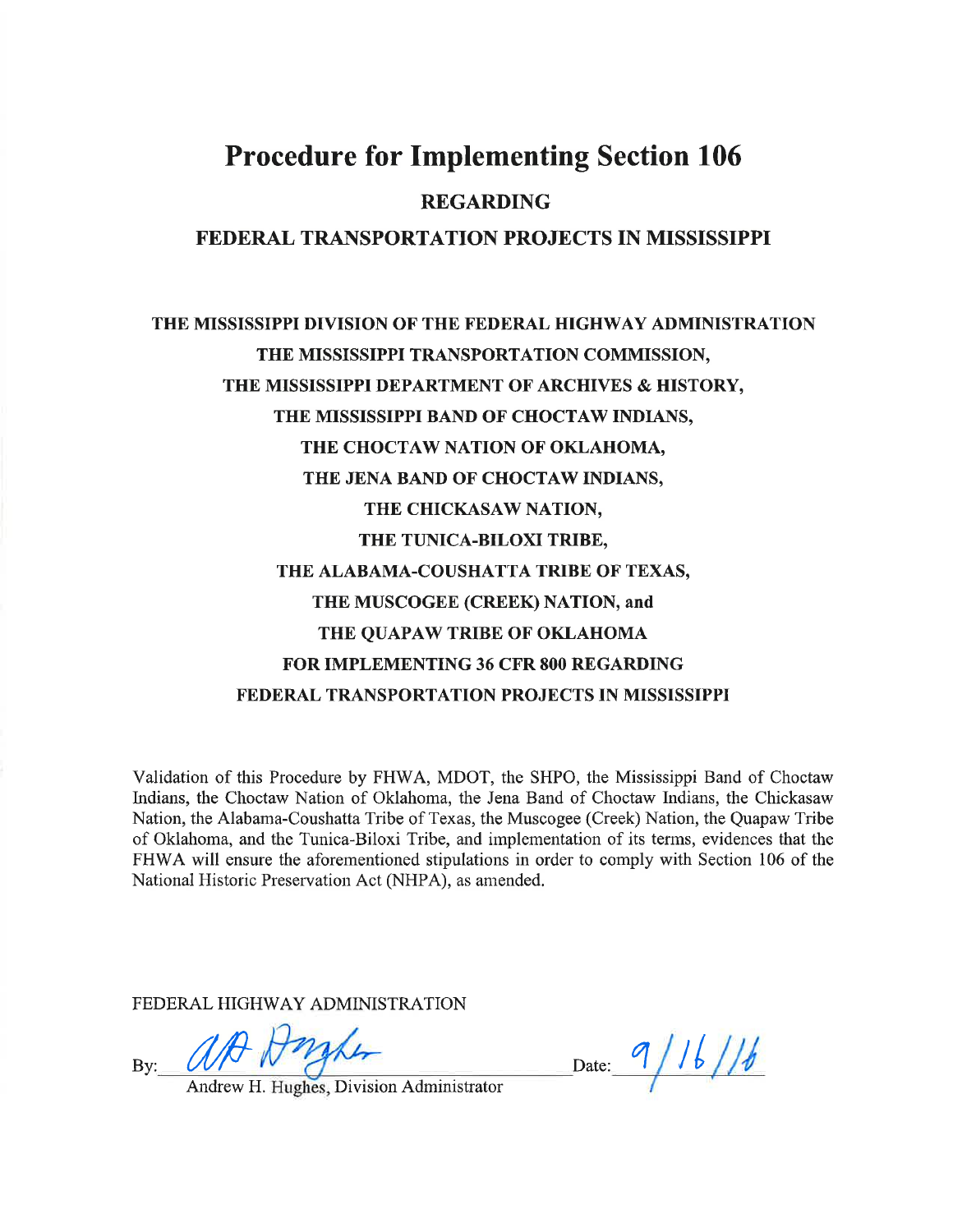# Procedure for Implementing Section 106

## REGARDING

## FEDERAL TRANSPORTATION PROJECTS IN MISSISSIPPI

**THE MISSISSIPPI DIVISION OF THE FEDERAL HIGHWAY ADMINISTRATION**
**THE MISSISSIPPI TRANSPORTATION COMMISSION,**
**THE MISSISSIPPI DEPARTMENT OF ARCHIVES & HISTORY,**
**THE MISSISSIPPI BAND OF CHOCTAW INDIANS,**
**THE CHOCTAW NATION OF OKLAHOMA,**
**THE JENA BAND OF CHOCTAW INDIANS,**
**THE CHICKASAW NATION,**
**THE TUNICA-BILOXI TRIBE,**
**THE ALABAMA-COUSHATTA TRIBE OF TEXAS,**
**THE MUSCOGEE (CREEK) NATION, and**
**THE QUAPAW TRIBE OF OKLAHOMA**
**FOR IMPLEMENTING 36 CFR 800 REGARDING**
**FEDERAL TRANSPORTATION PROJECTS IN MISSISSIPPI**

Validation of this Procedure by FHWA, MDOT, the SHPO, the Mississippi Band of Choctaw Indians, the Choctaw Nation of Oklahoma, the Jena Band of Choctaw Indians, the Chickasaw Nation, the Alabama-Coushatta Tribe of Texas, the Muscogee (Creek) Nation, the Quapaw Tribe of Oklahoma, and the Tunica-Biloxi Tribe, and implementation of its terms, evidences that the FHWA will ensure the aforementioned stipulations in order to comply with Section 106 of the National Historic Preservation Act (NHPA), as amended.

FEDERAL HIGHWAY ADMINISTRATION

By: _[signature]_ Date: 9/16/16

Andrew H. Hughes, Division Administrator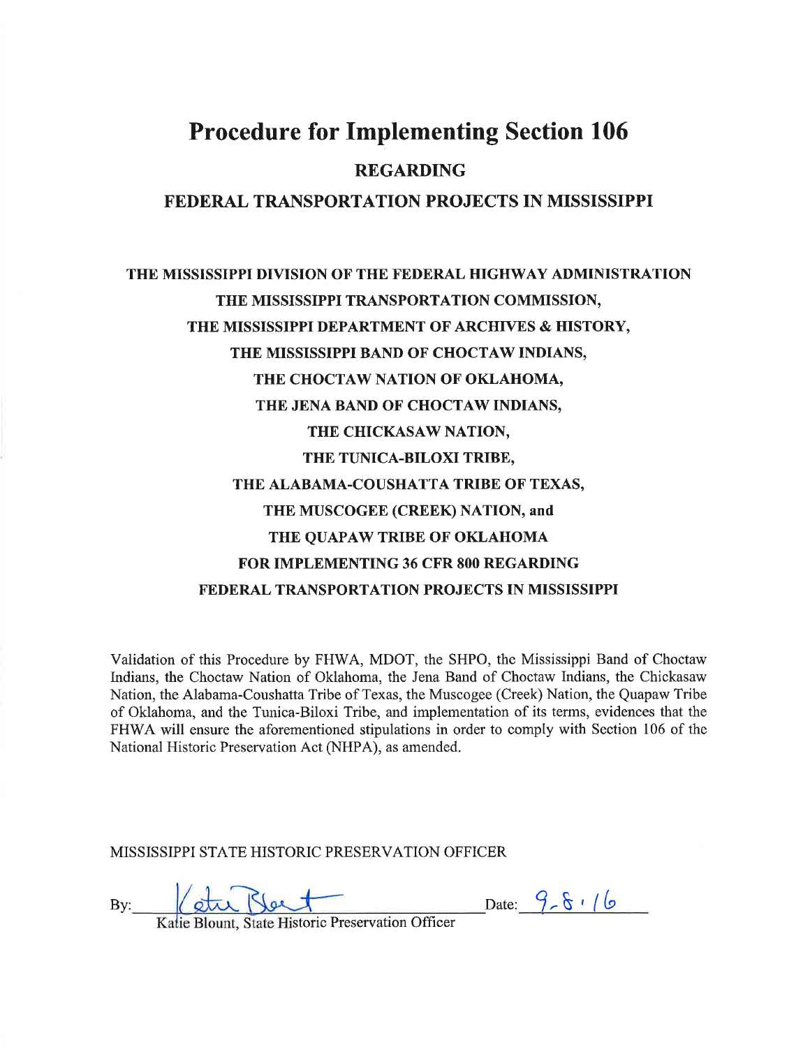# Procedure for Implementing Section 106

## REGARDING

## FEDERAL TRANSPORTATION PROJECTS IN MISSISSIPPI

**THE MISSISSIPPI DIVISION OF THE FEDERAL HIGHWAY ADMINISTRATION**
**THE MISSISSIPPI TRANSPORTATION COMMISSION,**
**THE MISSISSIPPI DEPARTMENT OF ARCHIVES & HISTORY,**
**THE MISSISSIPPI BAND OF CHOCTAW INDIANS,**
**THE CHOCTAW NATION OF OKLAHOMA,**
**THE JENA BAND OF CHOCTAW INDIANS,**
**THE CHICKASAW NATION,**
**THE TUNICA-BILOXI TRIBE,**
**THE ALABAMA-COUSHATTA TRIBE OF TEXAS,**
**THE MUSCOGEE (CREEK) NATION, and**
**THE QUAPAW TRIBE OF OKLAHOMA**
**FOR IMPLEMENTING 36 CFR 800 REGARDING**
**FEDERAL TRANSPORTATION PROJECTS IN MISSISSIPPI**

Validation of this Procedure by FHWA, MDOT, the SHPO, the Mississippi Band of Choctaw Indians, the Choctaw Nation of Oklahoma, the Jena Band of Choctaw Indians, the Chickasaw Nation, the Alabama-Coushatta Tribe of Texas, the Muscogee (Creek) Nation, the Quapaw Tribe of Oklahoma, and the Tunica-Biloxi Tribe, and implementation of its terms, evidences that the FHWA will ensure the aforementioned stipulations in order to comply with Section 106 of the National Historic Preservation Act (NHPA), as amended.

MISSISSIPPI STATE HISTORIC PRESERVATION OFFICER

By: Katie Blount    Date: 9-8-16

Katie Blount, State Historic Preservation Officer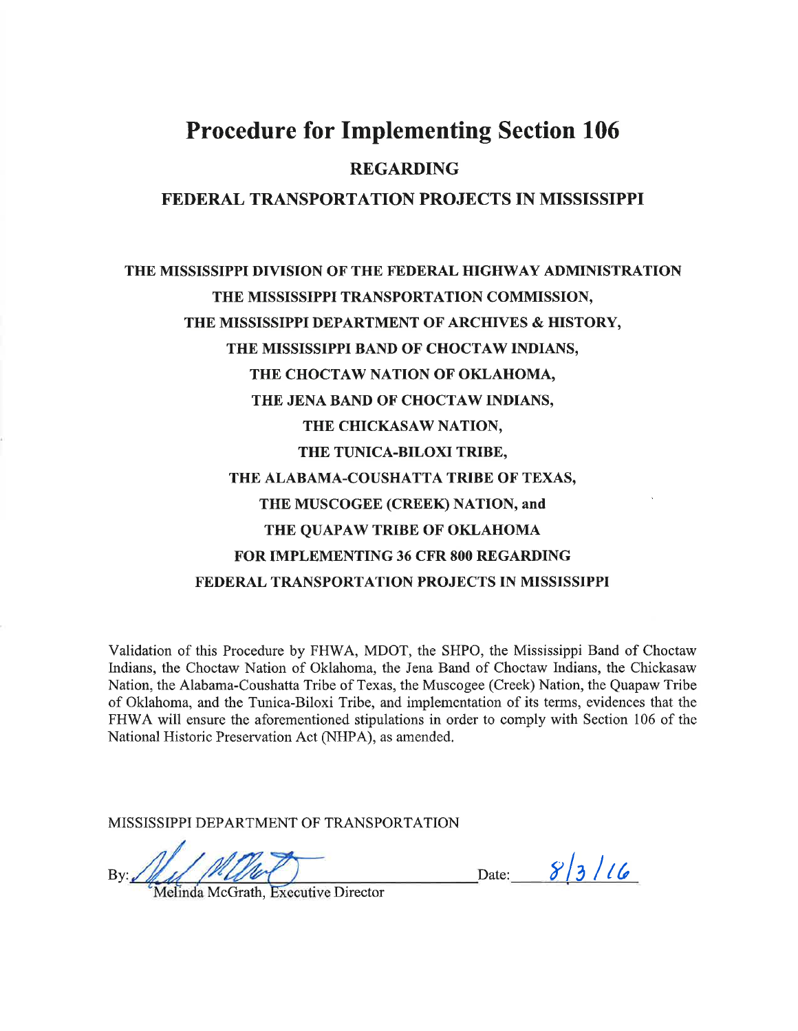# Procedure for Implementing Section 106

## REGARDING

## FEDERAL TRANSPORTATION PROJECTS IN MISSISSIPPI

**THE MISSISSIPPI DIVISION OF THE FEDERAL HIGHWAY ADMINISTRATION**
**THE MISSISSIPPI TRANSPORTATION COMMISSION,**
**THE MISSISSIPPI DEPARTMENT OF ARCHIVES & HISTORY,**
**THE MISSISSIPPI BAND OF CHOCTAW INDIANS,**
**THE CHOCTAW NATION OF OKLAHOMA,**
**THE JENA BAND OF CHOCTAW INDIANS,**
**THE CHICKASAW NATION,**
**THE TUNICA-BILOXI TRIBE,**
**THE ALABAMA-COUSHATTA TRIBE OF TEXAS,**
**THE MUSCOGEE (CREEK) NATION, and**
**THE QUAPAW TRIBE OF OKLAHOMA**
**FOR IMPLEMENTING 36 CFR 800 REGARDING**
**FEDERAL TRANSPORTATION PROJECTS IN MISSISSIPPI**

Validation of this Procedure by FHWA, MDOT, the SHPO, the Mississippi Band of Choctaw Indians, the Choctaw Nation of Oklahoma, the Jena Band of Choctaw Indians, the Chickasaw Nation, the Alabama-Coushatta Tribe of Texas, the Muscogee (Creek) Nation, the Quapaw Tribe of Oklahoma, and the Tunica-Biloxi Tribe, and implementation of its terms, evidences that the FHWA will ensure the aforementioned stipulations in order to comply with Section 106 of the National Historic Preservation Act (NHPA), as amended.

MISSISSIPPI DEPARTMENT OF TRANSPORTATION

By: ______________________________ Date: 8/3/16
Melinda McGrath, Executive Director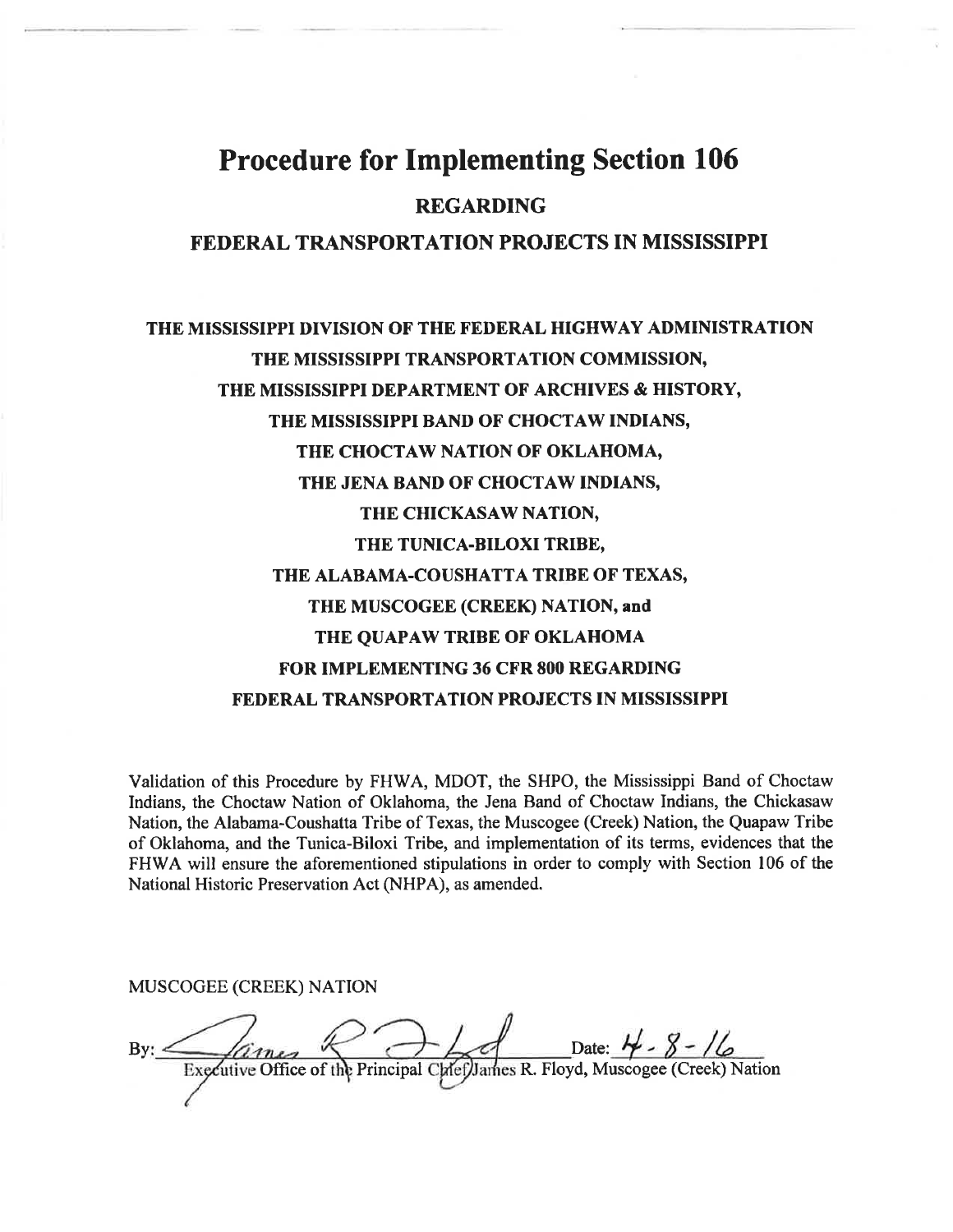# Procedure for Implementing Section 106

## REGARDING

## FEDERAL TRANSPORTATION PROJECTS IN MISSISSIPPI

**THE MISSISSIPPI DIVISION OF THE FEDERAL HIGHWAY ADMINISTRATION**
**THE MISSISSIPPI TRANSPORTATION COMMISSION,**
**THE MISSISSIPPI DEPARTMENT OF ARCHIVES & HISTORY,**
**THE MISSISSIPPI BAND OF CHOCTAW INDIANS,**
**THE CHOCTAW NATION OF OKLAHOMA,**
**THE JENA BAND OF CHOCTAW INDIANS,**
**THE CHICKASAW NATION,**
**THE TUNICA-BILOXI TRIBE,**
**THE ALABAMA-COUSHATTA TRIBE OF TEXAS,**
**THE MUSCOGEE (CREEK) NATION, and**
**THE QUAPAW TRIBE OF OKLAHOMA**
**FOR IMPLEMENTING 36 CFR 800 REGARDING**
**FEDERAL TRANSPORTATION PROJECTS IN MISSISSIPPI**

Validation of this Procedure by FHWA, MDOT, the SHPO, the Mississippi Band of Choctaw Indians, the Choctaw Nation of Oklahoma, the Jena Band of Choctaw Indians, the Chickasaw Nation, the Alabama-Coushatta Tribe of Texas, the Muscogee (Creek) Nation, the Quapaw Tribe of Oklahoma, and the Tunica-Biloxi Tribe, and implementation of its terms, evidences that the FHWA will ensure the aforementioned stipulations in order to comply with Section 106 of the National Historic Preservation Act (NHPA), as amended.

MUSCOGEE (CREEK) NATION

By: _______________ Date: 4-8-16
Executive Office of the Principal Chief James R. Floyd, Muscogee (Creek) Nation